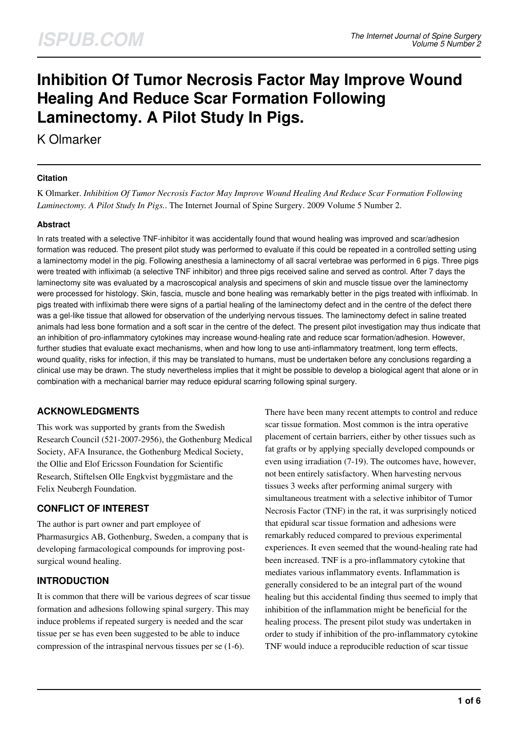# Inhibition Of Tumor Necrosis Factor May Improve Wound Healing And Reduce Scar Formation Following Laminectomy. A Pilot Study In Pigs.

K Olmarker

### Citation

K Olmarker. *Inhibition Of Tumor Necrosis Factor May Improve Wound Healing And Reduce Scar Formation Following Laminectomy. A Pilot Study In Pigs.*. The Internet Journal of Spine Surgery. 2009 Volume 5 Number 2.

### Abstract

In rats treated with a selective TNF-inhibitor it was accidentally found that wound healing was improved and scar/adhesion formation was reduced. The present pilot study was performed to evaluate if this could be repeated in a controlled setting using a laminectomy model in the pig. Following anesthesia a laminectomy of all sacral vertebrae was performed in 6 pigs. Three pigs were treated with infliximab (a selective TNF inhibitor) and three pigs received saline and served as control. After 7 days the laminectomy site was evaluated by a macroscopical analysis and specimens of skin and muscle tissue over the laminectomy were processed for histology. Skin, fascia, muscle and bone healing was remarkably better in the pigs treated with infliximab. In pigs treated with infliximab there were signs of a partial healing of the laminectomy defect and in the centre of the defect there was a gel-like tissue that allowed for observation of the underlying nervous tissues. The laminectomy defect in saline treated animals had less bone formation and a soft scar in the centre of the defect. The present pilot investigation may thus indicate that an inhibition of pro-inflammatory cytokines may increase wound-healing rate and reduce scar formation/adhesion. However, further studies that evaluate exact mechanisms, when and how long to use anti-inflammatory treatment, long term effects, wound quality, risks for infection, if this may be translated to humans, must be undertaken before any conclusions regarding a clinical use may be drawn. The study nevertheless implies that it might be possible to develop a biological agent that alone or in combination with a mechanical barrier may reduce epidural scarring following spinal surgery.

## ACKNOWLEDGMENTS

This work was supported by grants from the Swedish Research Council (521-2007-2956), the Gothenburg Medical Society, AFA Insurance, the Gothenburg Medical Society, the Ollie and Elof Ericsson Foundation for Scientific Research, Stiftelsen Olle Engkvist byggmästare and the Felix Neubergh Foundation.

## CONFLICT OF INTEREST

The author is part owner and part employee of Pharmasurgics AB, Gothenburg, Sweden, a company that is developing farmacological compounds for improving post-surgical wound healing.

## INTRODUCTION

It is common that there will be various degrees of scar tissue formation and adhesions following spinal surgery. This may induce problems if repeated surgery is needed and the scar tissue per se has even been suggested to be able to induce compression of the intraspinal nervous tissues per se (1-6). There have been many recent attempts to control and reduce scar tissue formation. Most common is the intra operative placement of certain barriers, either by other tissues such as fat grafts or by applying specially developed compounds or even using irradiation (7-19). The outcomes have, however, not been entirely satisfactory. When harvesting nervous tissues 3 weeks after performing animal surgery with simultaneous treatment with a selective inhibitor of Tumor Necrosis Factor (TNF) in the rat, it was surprisingly noticed that epidural scar tissue formation and adhesions were remarkably reduced compared to previous experimental experiences. It even seemed that the wound-healing rate had been increased. TNF is a pro-inflammatory cytokine that mediates various inflammatory events. Inflammation is generally considered to be an integral part of the wound healing but this accidental finding thus seemed to imply that inhibition of the inflammation might be beneficial for the healing process. The present pilot study was undertaken in order to study if inhibition of the pro-inflammatory cytokine TNF would induce a reproducible reduction of scar tissue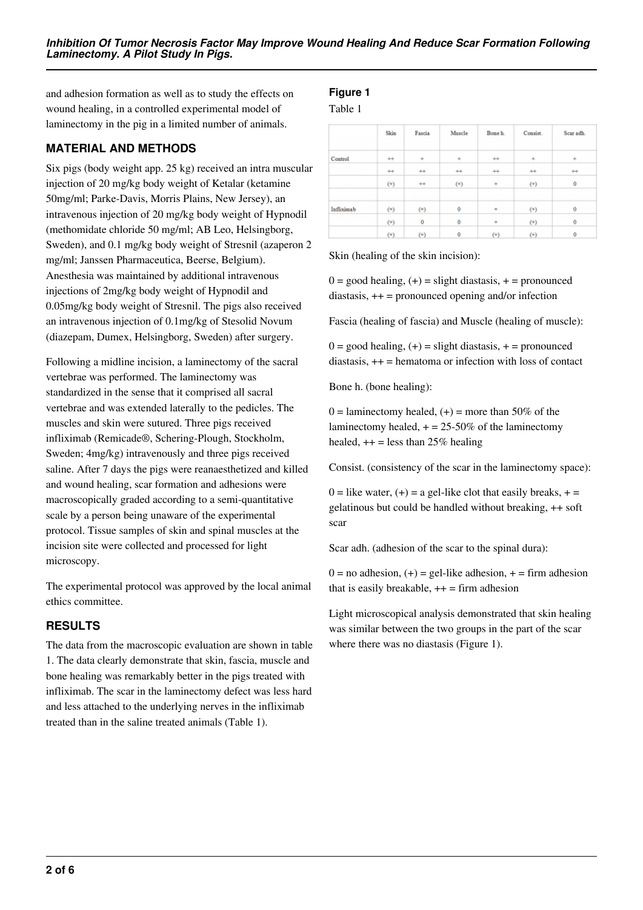and adhesion formation as well as to study the effects on wound healing, in a controlled experimental model of laminectomy in the pig in a limited number of animals.

## MATERIAL AND METHODS

Six pigs (body weight app. 25 kg) received an intra muscular injection of 20 mg/kg body weight of Ketalar (ketamine 50mg/ml; Parke-Davis, Morris Plains, New Jersey), an intravenous injection of 20 mg/kg body weight of Hypnodil (methomidate chloride 50 mg/ml; AB Leo, Helsingborg, Sweden), and 0.1 mg/kg body weight of Stresnil (azaperon 2 mg/ml; Janssen Pharmaceutica, Beerse, Belgium). Anesthesia was maintained by additional intravenous injections of 2mg/kg body weight of Hypnodil and 0.05mg/kg body weight of Stresnil. The pigs also received an intravenous injection of 0.1mg/kg of Stesolid Novum (diazepam, Dumex, Helsingborg, Sweden) after surgery.

Following a midline incision, a laminectomy of the sacral vertebrae was performed. The laminectomy was standardized in the sense that it comprised all sacral vertebrae and was extended laterally to the pedicles. The muscles and skin were sutured. Three pigs received infliximab (Remicade®, Schering-Plough, Stockholm, Sweden; 4mg/kg) intravenously and three pigs received saline. After 7 days the pigs were reanaesthetized and killed and wound healing, scar formation and adhesions were macroscopically graded according to a semi-quantitative scale by a person being unaware of the experimental protocol. Tissue samples of skin and spinal muscles at the incision site were collected and processed for light microscopy.

The experimental protocol was approved by the local animal ethics committee.

## RESULTS

The data from the macroscopic evaluation are shown in table 1. The data clearly demonstrate that skin, fascia, muscle and bone healing was remarkably better in the pigs treated with infliximab. The scar in the laminectomy defect was less hard and less attached to the underlying nerves in the infliximab treated than in the saline treated animals (Table 1).

### Figure 1

Table 1

| | Skin | Fascia | Muscle | Bone h. | Consist. | Scar adh. |
|---|---|---|---|---|---|---|
| Control | ++ | + | + | ++ | + | + |
| | ++ | ++ | ++ | ++ | ++ | ++ |
| | (+) | ++ | (+) | + | (+) | 0 |
| | | | | | | |
| Infliximab | (+) | (+) | 0 | + | (+) | 0 |
| | (+) | 0 | 0 | + | (+) | 0 |
| | (+) | (+) | 0 | (+) | (+) | 0 |

Skin (healing of the skin incision):

0 = good healing, (+) = slight diastasis, + = pronounced diastasis, ++ = pronounced opening and/or infection

Fascia (healing of fascia) and Muscle (healing of muscle):

0 = good healing, (+) = slight diastasis, + = pronounced diastasis, ++ = hematoma or infection with loss of contact

Bone h. (bone healing):

0 = laminectomy healed, (+) = more than 50% of the laminectomy healed, + = 25-50% of the laminectomy healed, ++ = less than 25% healing

Consist. (consistency of the scar in the laminectomy space):

0 = like water, (+) = a gel-like clot that easily breaks, + = gelatinous but could be handled without breaking, ++ soft scar

Scar adh. (adhesion of the scar to the spinal dura):

0 = no adhesion, (+) = gel-like adhesion, + = firm adhesion that is easily breakable, ++ = firm adhesion

Light microscopical analysis demonstrated that skin healing was similar between the two groups in the part of the scar where there was no diastasis (Figure 1).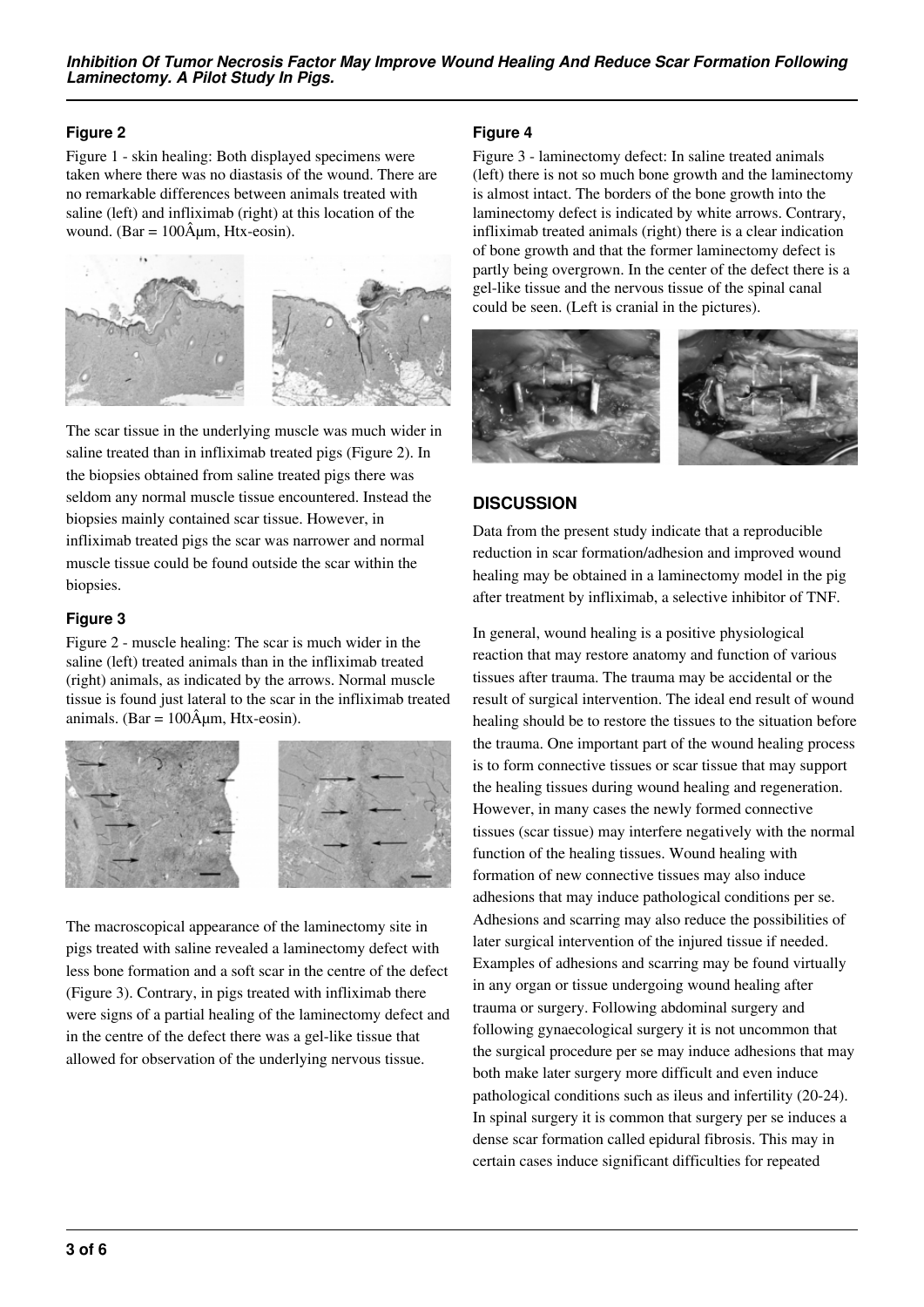#### Figure 2

Figure 1 - skin healing: Both displayed specimens were taken where there was no diastasis of the wound. There are no remarkable differences between animals treated with saline (left) and infliximab (right) at this location of the wound. (Bar = 100Âµm, Htx-eosin).

The scar tissue in the underlying muscle was much wider in saline treated than in infliximab treated pigs (Figure 2). In the biopsies obtained from saline treated pigs there was seldom any normal muscle tissue encountered. Instead the biopsies mainly contained scar tissue. However, in infliximab treated pigs the scar was narrower and normal muscle tissue could be found outside the scar within the biopsies.

#### Figure 3

Figure 2 - muscle healing: The scar is much wider in the saline (left) treated animals than in the infliximab treated (right) animals, as indicated by the arrows. Normal muscle tissue is found just lateral to the scar in the infliximab treated animals. (Bar = 100Âµm, Htx-eosin).

The macroscopical appearance of the laminectomy site in pigs treated with saline revealed a laminectomy defect with less bone formation and a soft scar in the centre of the defect (Figure 3). Contrary, in pigs treated with infliximab there were signs of a partial healing of the laminectomy defect and in the centre of the defect there was a gel-like tissue that allowed for observation of the underlying nervous tissue.

#### Figure 4

Figure 3 - laminectomy defect: In saline treated animals (left) there is not so much bone growth and the laminectomy is almost intact. The borders of the bone growth into the laminectomy defect is indicated by white arrows. Contrary, infliximab treated animals (right) there is a clear indication of bone growth and that the former laminectomy defect is partly being overgrown. In the center of the defect there is a gel-like tissue and the nervous tissue of the spinal canal could be seen. (Left is cranial in the pictures).

## DISCUSSION

Data from the present study indicate that a reproducible reduction in scar formation/adhesion and improved wound healing may be obtained in a laminectomy model in the pig after treatment by infliximab, a selective inhibitor of TNF.

In general, wound healing is a positive physiological reaction that may restore anatomy and function of various tissues after trauma. The trauma may be accidental or the result of surgical intervention. The ideal end result of wound healing should be to restore the tissues to the situation before the trauma. One important part of the wound healing process is to form connective tissues or scar tissue that may support the healing tissues during wound healing and regeneration. However, in many cases the newly formed connective tissues (scar tissue) may interfere negatively with the normal function of the healing tissues. Wound healing with formation of new connective tissues may also induce adhesions that may induce pathological conditions per se. Adhesions and scarring may also reduce the possibilities of later surgical intervention of the injured tissue if needed. Examples of adhesions and scarring may be found virtually in any organ or tissue undergoing wound healing after trauma or surgery. Following abdominal surgery and following gynaecological surgery it is not uncommon that the surgical procedure per se may induce adhesions that may both make later surgery more difficult and even induce pathological conditions such as ileus and infertility (20-24). In spinal surgery it is common that surgery per se induces a dense scar formation called epidural fibrosis. This may in certain cases induce significant difficulties for repeated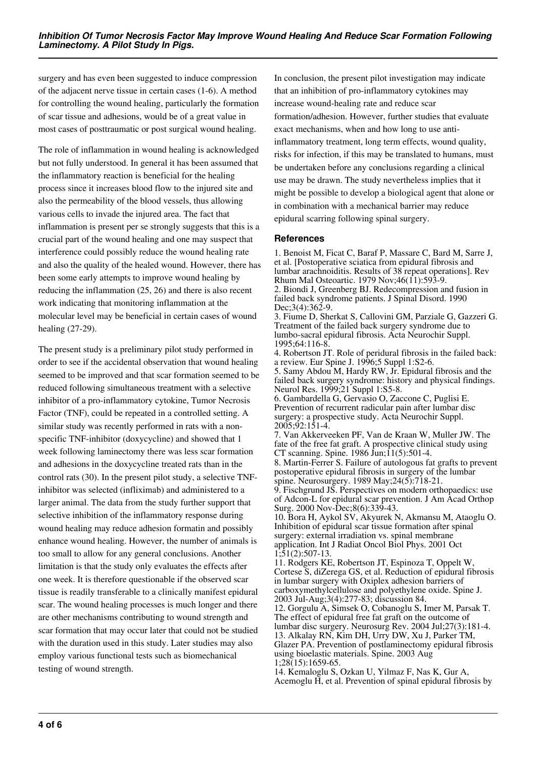surgery and has even been suggested to induce compression of the adjacent nerve tissue in certain cases (1-6). A method for controlling the wound healing, particularly the formation of scar tissue and adhesions, would be of a great value in most cases of posttraumatic or post surgical wound healing.

The role of inflammation in wound healing is acknowledged but not fully understood. In general it has been assumed that the inflammatory reaction is beneficial for the healing process since it increases blood flow to the injured site and also the permeability of the blood vessels, thus allowing various cells to invade the injured area. The fact that inflammation is present per se strongly suggests that this is a crucial part of the wound healing and one may suspect that interference could possibly reduce the wound healing rate and also the quality of the healed wound. However, there has been some early attempts to improve wound healing by reducing the inflammation (25, 26) and there is also recent work indicating that monitoring inflammation at the molecular level may be beneficial in certain cases of wound healing (27-29).

The present study is a preliminary pilot study performed in order to see if the accidental observation that wound healing seemed to be improved and that scar formation seemed to be reduced following simultaneous treatment with a selective inhibitor of a pro-inflammatory cytokine, Tumor Necrosis Factor (TNF), could be repeated in a controlled setting. A similar study was recently performed in rats with a non-specific TNF-inhibitor (doxycycline) and showed that 1 week following laminectomy there was less scar formation and adhesions in the doxycycline treated rats than in the control rats (30). In the present pilot study, a selective TNF-inhibitor was selected (infliximab) and administered to a larger animal. The data from the study further support that selective inhibition of the inflammatory response during wound healing may reduce adhesion formatin and possibly enhance wound healing. However, the number of animals is too small to allow for any general conclusions. Another limitation is that the study only evaluates the effects after one week. It is therefore questionable if the observed scar tissue is readily transferable to a clinically manifest epidural scar. The wound healing processes is much longer and there are other mechanisms contributing to wound strength and scar formation that may occur later that could not be studied with the duration used in this study. Later studies may also employ various functional tests such as biomechanical testing of wound strength.

In conclusion, the present pilot investigation may indicate that an inhibition of pro-inflammatory cytokines may increase wound-healing rate and reduce scar formation/adhesion. However, further studies that evaluate exact mechanisms, when and how long to use anti-inflammatory treatment, long term effects, wound quality, risks for infection, if this may be translated to humans, must be undertaken before any conclusions regarding a clinical use may be drawn. The study nevertheless implies that it might be possible to develop a biological agent that alone or in combination with a mechanical barrier may reduce epidural scarring following spinal surgery.

## References

1. Benoist M, Ficat C, Baraf P, Massare C, Bard M, Sarre J, et al. [Postoperative sciatica from epidural fibrosis and lumbar arachnoiditis. Results of 38 repeat operations]. Rev Rhum Mal Osteoartic. 1979 Nov;46(11):593-9.
2. Biondi J, Greenberg BJ. Redecompression and fusion in failed back syndrome patients. J Spinal Disord. 1990 Dec;3(4):362-9.
3. Fiume D, Sherkat S, Callovini GM, Parziale G, Gazzeri G. Treatment of the failed back surgery syndrome due to lumbo-sacral epidural fibrosis. Acta Neurochir Suppl. 1995;64:116-8.
4. Robertson JT. Role of peridural fibrosis in the failed back: a review. Eur Spine J. 1996;5 Suppl 1:S2-6.
5. Samy Abdou M, Hardy RW, Jr. Epidural fibrosis and the failed back surgery syndrome: history and physical findings. Neurol Res. 1999;21 Suppl 1:S5-8.
6. Gambardella G, Gervasio O, Zaccone C, Puglisi E. Prevention of recurrent radicular pain after lumbar disc surgery: a prospective study. Acta Neurochir Suppl. 2005;92:151-4.
7. Van Akkerveeken PF, Van de Kraan W, Muller JW. The fate of the free fat graft. A prospective clinical study using CT scanning. Spine. 1986 Jun;11(5):501-4.
8. Martin-Ferrer S. Failure of autologous fat grafts to prevent postoperative epidural fibrosis in surgery of the lumbar spine. Neurosurgery. 1989 May;24(5):718-21.
9. Fischgrund JS. Perspectives on modern orthopaedics: use of Adcon-L for epidural scar prevention. J Am Acad Orthop Surg. 2000 Nov-Dec;8(6):339-43.
10. Bora H, Aykol SV, Akyurek N, Akmansu M, Ataoglu O. Inhibition of epidural scar tissue formation after spinal surgery: external irradiation vs. spinal membrane application. Int J Radiat Oncol Biol Phys. 2001 Oct 1;51(2):507-13.
11. Rodgers KE, Robertson JT, Espinoza T, Oppelt W, Cortese S, diZerega GS, et al. Reduction of epidural fibrosis in lumbar surgery with Oxiplex adhesion barriers of carboxymethylcellulose and polyethylene oxide. Spine J. 2003 Jul-Aug;3(4):277-83; discussion 84.
12. Gorgulu A, Simsek O, Cobanoglu S, Imer M, Parsak T. The effect of epidural free fat graft on the outcome of lumbar disc surgery. Neurosurg Rev. 2004 Jul;27(3):181-4.
13. Alkalay RN, Kim DH, Urry DW, Xu J, Parker TM, Glazer PA. Prevention of postlaminectomy epidural fibrosis using bioelastic materials. Spine. 2003 Aug 1;28(15):1659-65.
14. Kemaloglu S, Ozkan U, Yilmaz F, Nas K, Gur A, Acemoglu H, et al. Prevention of spinal epidural fibrosis by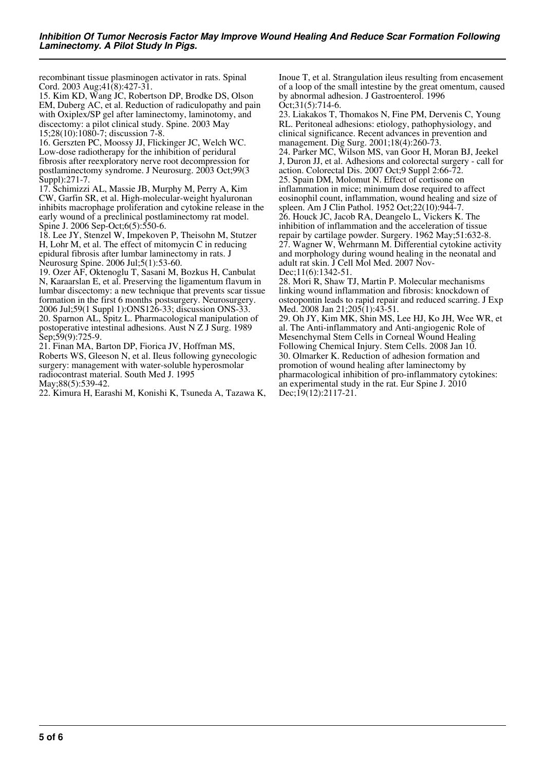recombinant tissue plasminogen activator in rats. Spinal Cord. 2003 Aug;41(8):427-31.

15. Kim KD, Wang JC, Robertson DP, Brodke DS, Olson EM, Duberg AC, et al. Reduction of radiculopathy and pain with Oxiplex/SP gel after laminectomy, laminotomy, and discectomy: a pilot clinical study. Spine. 2003 May 15;28(10):1080-7; discussion 7-8.

16. Gerszten PC, Moossy JJ, Flickinger JC, Welch WC. Low-dose radiotherapy for the inhibition of peridural fibrosis after reexploratory nerve root decompression for postlaminectomy syndrome. J Neurosurg. 2003 Oct;99(3 Suppl):271-7.

17. Schimizzi AL, Massie JB, Murphy M, Perry A, Kim CW, Garfin SR, et al. High-molecular-weight hyaluronan inhibits macrophage proliferation and cytokine release in the early wound of a preclinical postlaminectomy rat model. Spine J. 2006 Sep-Oct;6(5):550-6.

18. Lee JY, Stenzel W, Impekoven P, Theisohn M, Stutzer H, Lohr M, et al. The effect of mitomycin C in reducing epidural fibrosis after lumbar laminectomy in rats. J Neurosurg Spine. 2006 Jul;5(1):53-60.

19. Ozer AF, Oktenoglu T, Sasani M, Bozkus H, Canbulat N, Karaarslan E, et al. Preserving the ligamentum flavum in lumbar discectomy: a new technique that prevents scar tissue formation in the first 6 months postsurgery. Neurosurgery. 2006 Jul;59(1 Suppl 1):ONS126-33; discussion ONS-33.

20. Sparnon AL, Spitz L. Pharmacological manipulation of postoperative intestinal adhesions. Aust N Z J Surg. 1989 Sep;59(9):725-9.

21. Finan MA, Barton DP, Fiorica JV, Hoffman MS, Roberts WS, Gleeson N, et al. Ileus following gynecologic surgery: management with water-soluble hyperosmolar radiocontrast material. South Med J. 1995 May;88(5):539-42.

22. Kimura H, Earashi M, Konishi K, Tsuneda A, Tazawa K, Inoue T, et al. Strangulation ileus resulting from encasement of a loop of the small intestine by the great omentum, caused by abnormal adhesion. J Gastroenterol. 1996 Oct;31(5):714-6.

23. Liakakos T, Thomakos N, Fine PM, Dervenis C, Young RL. Peritoneal adhesions: etiology, pathophysiology, and clinical significance. Recent advances in prevention and management. Dig Surg. 2001;18(4):260-73.

24. Parker MC, Wilson MS, van Goor H, Moran BJ, Jeekel J, Duron JJ, et al. Adhesions and colorectal surgery - call for action. Colorectal Dis. 2007 Oct;9 Suppl 2:66-72.

25. Spain DM, Molomut N. Effect of cortisone on inflammation in mice; minimum dose required to affect eosinophil count, inflammation, wound healing and size of spleen. Am J Clin Pathol. 1952 Oct;22(10):944-7.

26. Houck JC, Jacob RA, Deangelo L, Vickers K. The inhibition of inflammation and the acceleration of tissue repair by cartilage powder. Surgery. 1962 May;51:632-8.

27. Wagner W, Wehrmann M. Differential cytokine activity and morphology during wound healing in the neonatal and adult rat skin. J Cell Mol Med. 2007 Nov-Dec;11(6):1342-51.

28. Mori R, Shaw TJ, Martin P. Molecular mechanisms linking wound inflammation and fibrosis: knockdown of osteopontin leads to rapid repair and reduced scarring. J Exp Med. 2008 Jan 21;205(1):43-51.

29. Oh JY, Kim MK, Shin MS, Lee HJ, Ko JH, Wee WR, et al. The Anti-inflammatory and Anti-angiogenic Role of Mesenchymal Stem Cells in Corneal Wound Healing Following Chemical Injury. Stem Cells. 2008 Jan 10.

30. Olmarker K. Reduction of adhesion formation and promotion of wound healing after laminectomy by pharmacological inhibition of pro-inflammatory cytokines: an experimental study in the rat. Eur Spine J. 2010 Dec;19(12):2117-21.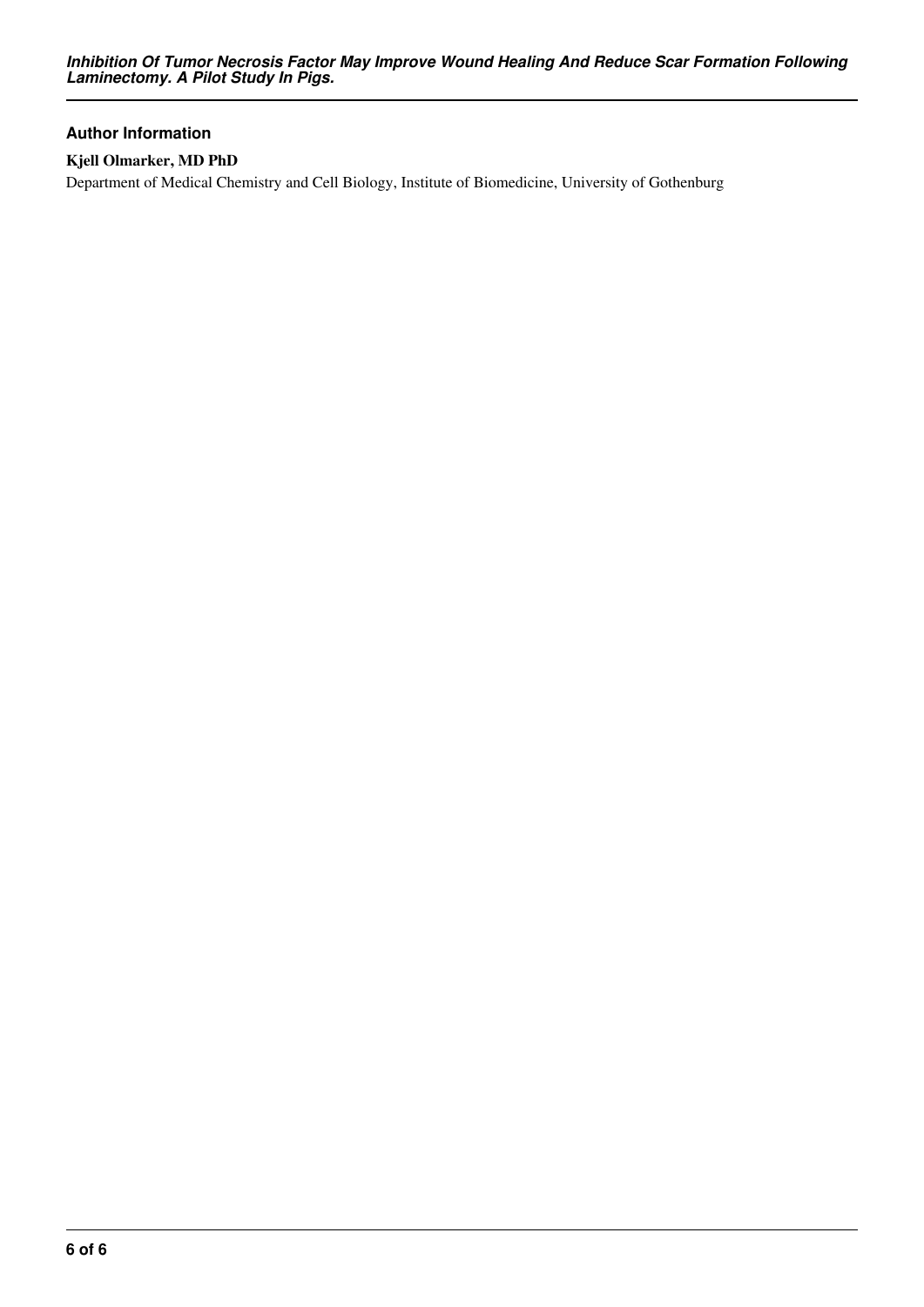### Author Information

**Kjell Olmarker, MD PhD**

Department of Medical Chemistry and Cell Biology, Institute of Biomedicine, University of Gothenburg